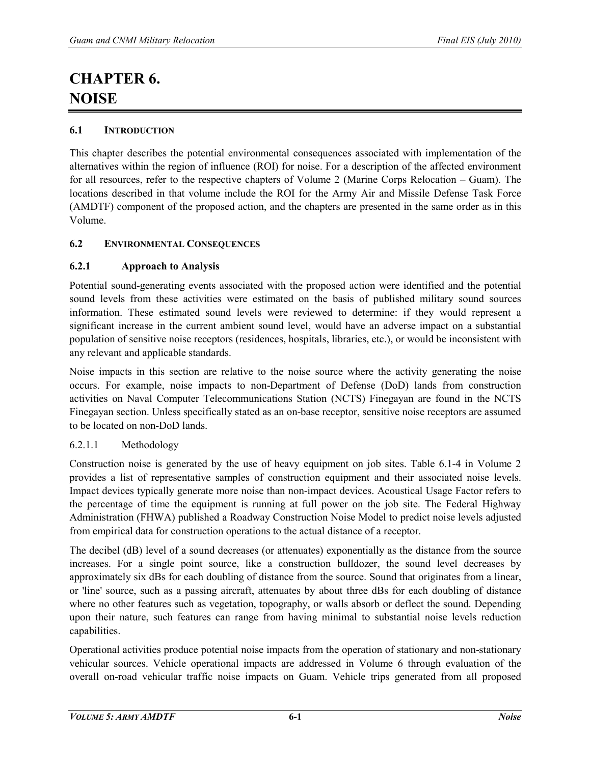# CHAPTER 6. NOISE

## 6.1 INTRODUCTION

This chapter describes the potential environmental consequences associated with implementation of the alternatives within the region of influence (ROI) for noise. For a description of the affected environment for all resources, refer to the respective chapters of Volume 2 (Marine Corps Relocation – Guam). The locations described in that volume include the ROI for the Army Air and Missile Defense Task Force (AMDTF) component of the proposed action, and the chapters are presented in the same order as in this Volume.

## 6.2 ENVIRONMENTAL CONSEQUENCES

### 6.2.1 Approach to Analysis

Potential sound-generating events associated with the proposed action were identified and the potential sound levels from these activities were estimated on the basis of published military sound sources information. These estimated sound levels were reviewed to determine: if they would represent a significant increase in the current ambient sound level, would have an adverse impact on a substantial population of sensitive noise receptors (residences, hospitals, libraries, etc.), or would be inconsistent with any relevant and applicable standards.

Noise impacts in this section are relative to the noise source where the activity generating the noise occurs. For example, noise impacts to non-Department of Defense (DoD) lands from construction activities on Naval Computer Telecommunications Station (NCTS) Finegayan are found in the NCTS Finegayan section. Unless specifically stated as an on-base receptor, sensitive noise receptors are assumed to be located on non-DoD lands.

#### 6.2.1.1 Methodology

Construction noise is generated by the use of heavy equipment on job sites. Table 6.1-4 in Volume 2 provides a list of representative samples of construction equipment and their associated noise levels. Impact devices typically generate more noise than non-impact devices. Acoustical Usage Factor refers to the percentage of time the equipment is running at full power on the job site. The Federal Highway Administration (FHWA) published a Roadway Construction Noise Model to predict noise levels adjusted from empirical data for construction operations to the actual distance of a receptor.

The decibel (dB) level of a sound decreases (or attenuates) exponentially as the distance from the source increases. For a single point source, like a construction bulldozer, the sound level decreases by approximately six dBs for each doubling of distance from the source. Sound that originates from a linear, or 'line' source, such as a passing aircraft, attenuates by about three dBs for each doubling of distance where no other features such as vegetation, topography, or walls absorb or deflect the sound. Depending upon their nature, such features can range from having minimal to substantial noise levels reduction capabilities.

Operational activities produce potential noise impacts from the operation of stationary and non-stationary vehicular sources. Vehicle operational impacts are addressed in Volume 6 through evaluation of the overall on-road vehicular traffic noise impacts on Guam. Vehicle trips generated from all proposed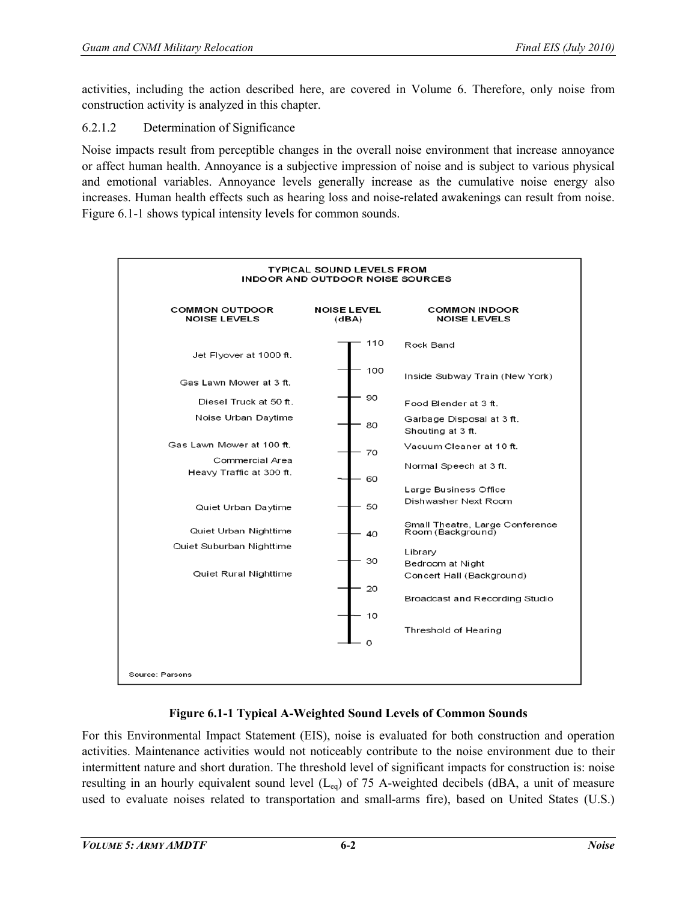activities, including the action described here, are covered in Volume 6. Therefore, only noise from construction activity is analyzed in this chapter.

### 6.2.1.2 Determination of Significance

Noise impacts result from perceptible changes in the overall noise environment that increase annoyance or affect human health. Annoyance is a subjective impression of noise and is subject to various physical and emotional variables. Annoyance levels generally increase as the cumulative noise energy also increases. Human health effects such as hearing loss and noise-related awakenings can result from noise. Figure 6.1-1 shows typical intensity levels for common sounds.

**TYPICAL SOUND LEVELS FROM INDOOR AND OUTDOOR NOISE SOURCES**

| COMMON OUTDOOR NOISE LEVELS | NOISE LEVEL (dBA) | COMMON INDOOR NOISE LEVELS |
| --- | --- | --- |
| | 110 | Rock Band |
| Jet Flyover at 1000 ft. | | |
| | 100 | Inside Subway Train (New York) |
| Gas Lawn Mower at 3 ft. | | |
| Diesel Truck at 50 ft. | 90 | Food Blender at 3 ft. |
| Noise Urban Daytime | 80 | Garbage Disposal at 3 ft. Shouting at 3 ft. |
| Gas Lawn Mower at 100 ft. | 70 | Vacuum Cleaner at 10 ft. |
| Commercial Area Heavy Traffic at 300 ft. | | Normal Speech at 3 ft. |
| | 60 | Large Business Office |
| Quiet Urban Daytime | 50 | Dishwasher Next Room |
| Quiet Urban Nighttime | 40 | Small Theatre, Large Conference Room (Background) |
| Quiet Suburban Nighttime | | Library |
| | 30 | Bedroom at Night |
| Quiet Rural Nighttime | | Concert Hall (Background) |
| | 20 | Broadcast and Recording Studio |
| | 10 | |
| | | Threshold of Hearing |
| | 0 | |

Source: Parsons

**Figure 6.1-1 Typical A-Weighted Sound Levels of Common Sounds**

For this Environmental Impact Statement (EIS), noise is evaluated for both construction and operation activities. Maintenance activities would not noticeably contribute to the noise environment due to their intermittent nature and short duration. The threshold level of significant impacts for construction is: noise resulting in an hourly equivalent sound level ($L_{eq}$) of 75 A-weighted decibels (dBA, a unit of measure used to evaluate noises related to transportation and small-arms fire), based on United States (U.S.)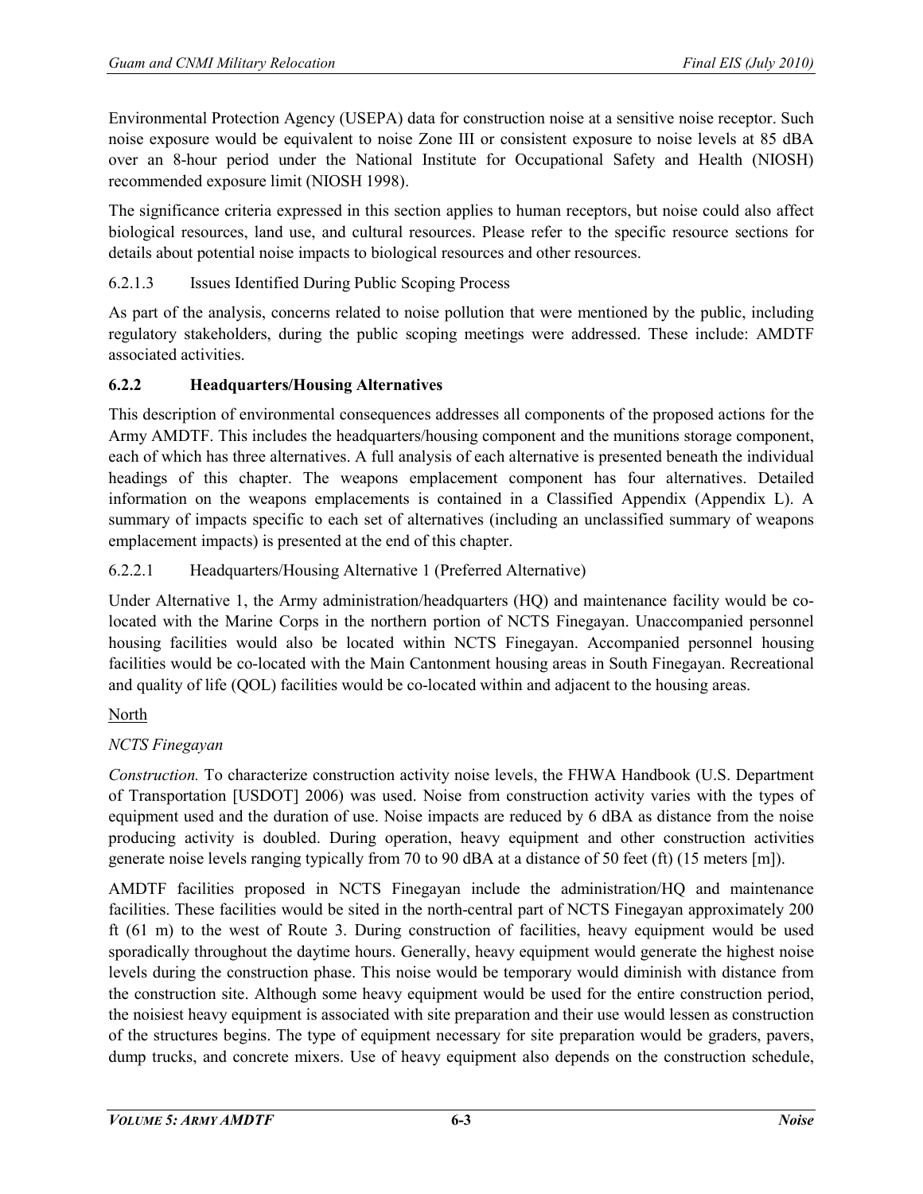Environmental Protection Agency (USEPA) data for construction noise at a sensitive noise receptor. Such noise exposure would be equivalent to noise Zone III or consistent exposure to noise levels at 85 dBA over an 8-hour period under the National Institute for Occupational Safety and Health (NIOSH) recommended exposure limit (NIOSH 1998).

The significance criteria expressed in this section applies to human receptors, but noise could also affect biological resources, land use, and cultural resources. Please refer to the specific resource sections for details about potential noise impacts to biological resources and other resources.

#### 6.2.1.3 Issues Identified During Public Scoping Process

As part of the analysis, concerns related to noise pollution that were mentioned by the public, including regulatory stakeholders, during the public scoping meetings were addressed. These include: AMDTF associated activities.

### 6.2.2 Headquarters/Housing Alternatives

This description of environmental consequences addresses all components of the proposed actions for the Army AMDTF. This includes the headquarters/housing component and the munitions storage component, each of which has three alternatives. A full analysis of each alternative is presented beneath the individual headings of this chapter. The weapons emplacement component has four alternatives. Detailed information on the weapons emplacements is contained in a Classified Appendix (Appendix L). A summary of impacts specific to each set of alternatives (including an unclassified summary of weapons emplacement impacts) is presented at the end of this chapter.

#### 6.2.2.1 Headquarters/Housing Alternative 1 (Preferred Alternative)

Under Alternative 1, the Army administration/headquarters (HQ) and maintenance facility would be co-located with the Marine Corps in the northern portion of NCTS Finegayan. Unaccompanied personnel housing facilities would also be located within NCTS Finegayan. Accompanied personnel housing facilities would be co-located with the Main Cantonment housing areas in South Finegayan. Recreational and quality of life (QOL) facilities would be co-located within and adjacent to the housing areas.

North

*NCTS Finegayan*

*Construction.* To characterize construction activity noise levels, the FHWA Handbook (U.S. Department of Transportation [USDOT] 2006) was used. Noise from construction activity varies with the types of equipment used and the duration of use. Noise impacts are reduced by 6 dBA as distance from the noise producing activity is doubled. During operation, heavy equipment and other construction activities generate noise levels ranging typically from 70 to 90 dBA at a distance of 50 feet (ft) (15 meters [m]).

AMDTF facilities proposed in NCTS Finegayan include the administration/HQ and maintenance facilities. These facilities would be sited in the north-central part of NCTS Finegayan approximately 200 ft (61 m) to the west of Route 3. During construction of facilities, heavy equipment would be used sporadically throughout the daytime hours. Generally, heavy equipment would generate the highest noise levels during the construction phase. This noise would be temporary would diminish with distance from the construction site. Although some heavy equipment would be used for the entire construction period, the noisiest heavy equipment is associated with site preparation and their use would lessen as construction of the structures begins. The type of equipment necessary for site preparation would be graders, pavers, dump trucks, and concrete mixers. Use of heavy equipment also depends on the construction schedule,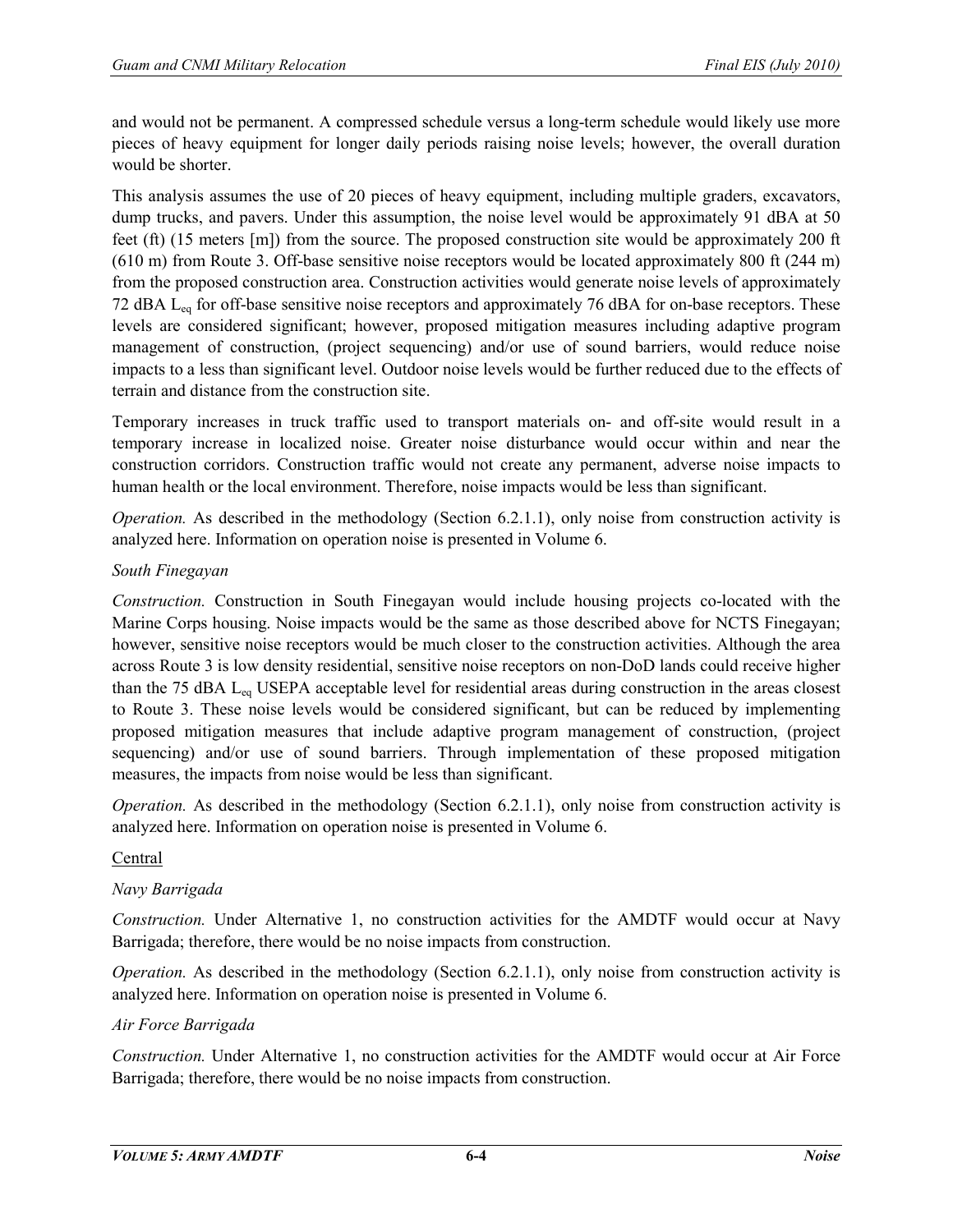and would not be permanent. A compressed schedule versus a long-term schedule would likely use more pieces of heavy equipment for longer daily periods raising noise levels; however, the overall duration would be shorter.

This analysis assumes the use of 20 pieces of heavy equipment, including multiple graders, excavators, dump trucks, and pavers. Under this assumption, the noise level would be approximately 91 dBA at 50 feet (ft) (15 meters [m]) from the source. The proposed construction site would be approximately 200 ft (610 m) from Route 3. Off-base sensitive noise receptors would be located approximately 800 ft (244 m) from the proposed construction area. Construction activities would generate noise levels of approximately 72 dBA $L_{eq}$ for off-base sensitive noise receptors and approximately 76 dBA for on-base receptors. These levels are considered significant; however, proposed mitigation measures including adaptive program management of construction, (project sequencing) and/or use of sound barriers, would reduce noise impacts to a less than significant level. Outdoor noise levels would be further reduced due to the effects of terrain and distance from the construction site.

Temporary increases in truck traffic used to transport materials on- and off-site would result in a temporary increase in localized noise. Greater noise disturbance would occur within and near the construction corridors. Construction traffic would not create any permanent, adverse noise impacts to human health or the local environment. Therefore, noise impacts would be less than significant.

*Operation.* As described in the methodology (Section 6.2.1.1), only noise from construction activity is analyzed here. Information on operation noise is presented in Volume 6.

*South Finegayan*

*Construction.* Construction in South Finegayan would include housing projects co-located with the Marine Corps housing. Noise impacts would be the same as those described above for NCTS Finegayan; however, sensitive noise receptors would be much closer to the construction activities. Although the area across Route 3 is low density residential, sensitive noise receptors on non-DoD lands could receive higher than the 75 dBA $L_{eq}$ USEPA acceptable level for residential areas during construction in the areas closest to Route 3. These noise levels would be considered significant, but can be reduced by implementing proposed mitigation measures that include adaptive program management of construction, (project sequencing) and/or use of sound barriers. Through implementation of these proposed mitigation measures, the impacts from noise would be less than significant.

*Operation.* As described in the methodology (Section 6.2.1.1), only noise from construction activity is analyzed here. Information on operation noise is presented in Volume 6.

Central

*Navy Barrigada*

*Construction.* Under Alternative 1, no construction activities for the AMDTF would occur at Navy Barrigada; therefore, there would be no noise impacts from construction.

*Operation.* As described in the methodology (Section 6.2.1.1), only noise from construction activity is analyzed here. Information on operation noise is presented in Volume 6.

*Air Force Barrigada*

*Construction.* Under Alternative 1, no construction activities for the AMDTF would occur at Air Force Barrigada; therefore, there would be no noise impacts from construction.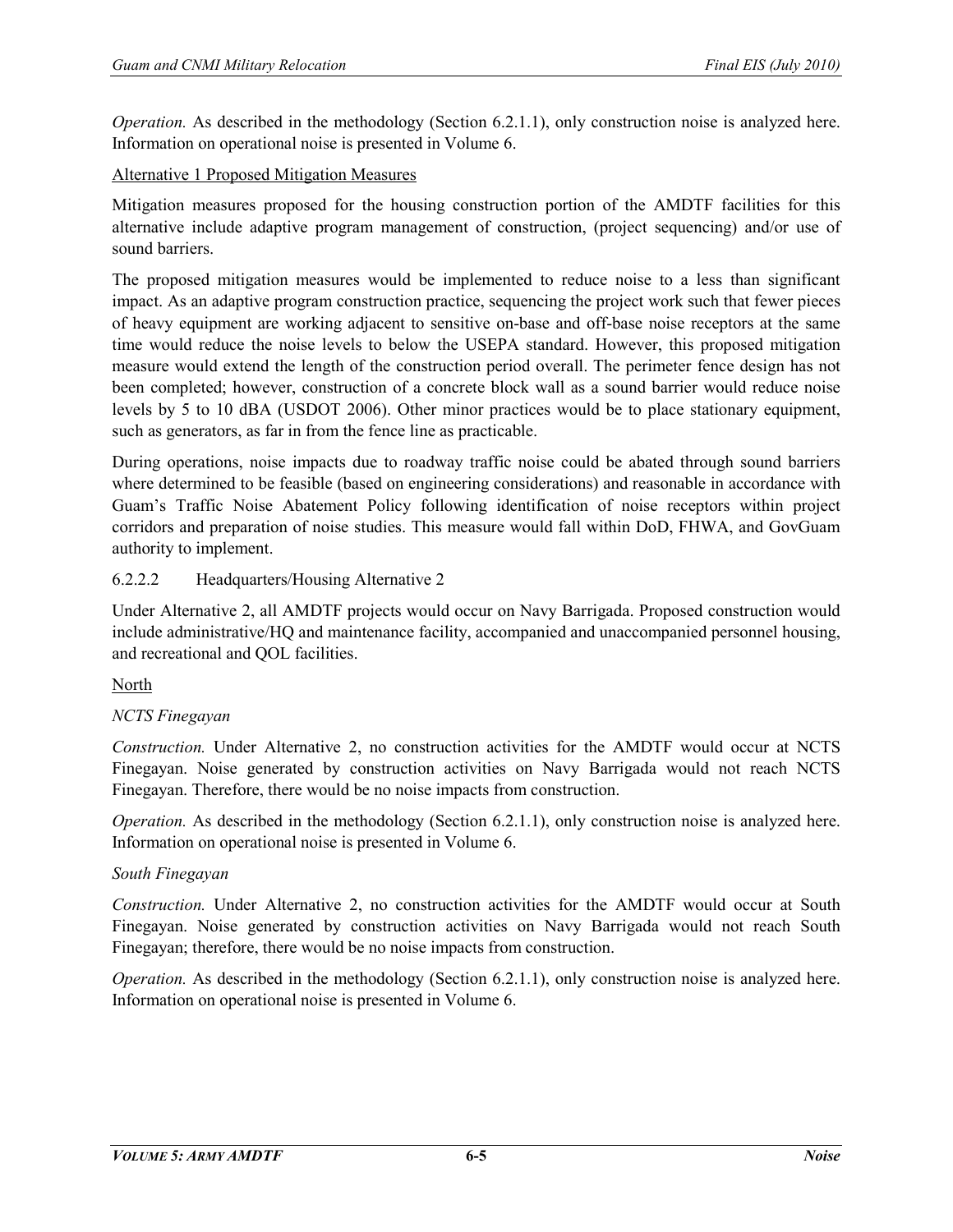*Operation.* As described in the methodology (Section 6.2.1.1), only construction noise is analyzed here. Information on operational noise is presented in Volume 6.

<u>Alternative 1 Proposed Mitigation Measures</u>

Mitigation measures proposed for the housing construction portion of the AMDTF facilities for this alternative include adaptive program management of construction, (project sequencing) and/or use of sound barriers.

The proposed mitigation measures would be implemented to reduce noise to a less than significant impact. As an adaptive program construction practice, sequencing the project work such that fewer pieces of heavy equipment are working adjacent to sensitive on-base and off-base noise receptors at the same time would reduce the noise levels to below the USEPA standard. However, this proposed mitigation measure would extend the length of the construction period overall. The perimeter fence design has not been completed; however, construction of a concrete block wall as a sound barrier would reduce noise levels by 5 to 10 dBA (USDOT 2006). Other minor practices would be to place stationary equipment, such as generators, as far in from the fence line as practicable.

During operations, noise impacts due to roadway traffic noise could be abated through sound barriers where determined to be feasible (based on engineering considerations) and reasonable in accordance with Guam's Traffic Noise Abatement Policy following identification of noise receptors within project corridors and preparation of noise studies. This measure would fall within DoD, FHWA, and GovGuam authority to implement.

#### 6.2.2.2 Headquarters/Housing Alternative 2

Under Alternative 2, all AMDTF projects would occur on Navy Barrigada. Proposed construction would include administrative/HQ and maintenance facility, accompanied and unaccompanied personnel housing, and recreational and QOL facilities.

<u>North</u>

*NCTS Finegayan*

*Construction.* Under Alternative 2, no construction activities for the AMDTF would occur at NCTS Finegayan. Noise generated by construction activities on Navy Barrigada would not reach NCTS Finegayan. Therefore, there would be no noise impacts from construction.

*Operation.* As described in the methodology (Section 6.2.1.1), only construction noise is analyzed here. Information on operational noise is presented in Volume 6.

*South Finegayan*

*Construction.* Under Alternative 2, no construction activities for the AMDTF would occur at South Finegayan. Noise generated by construction activities on Navy Barrigada would not reach South Finegayan; therefore, there would be no noise impacts from construction.

*Operation.* As described in the methodology (Section 6.2.1.1), only construction noise is analyzed here. Information on operational noise is presented in Volume 6.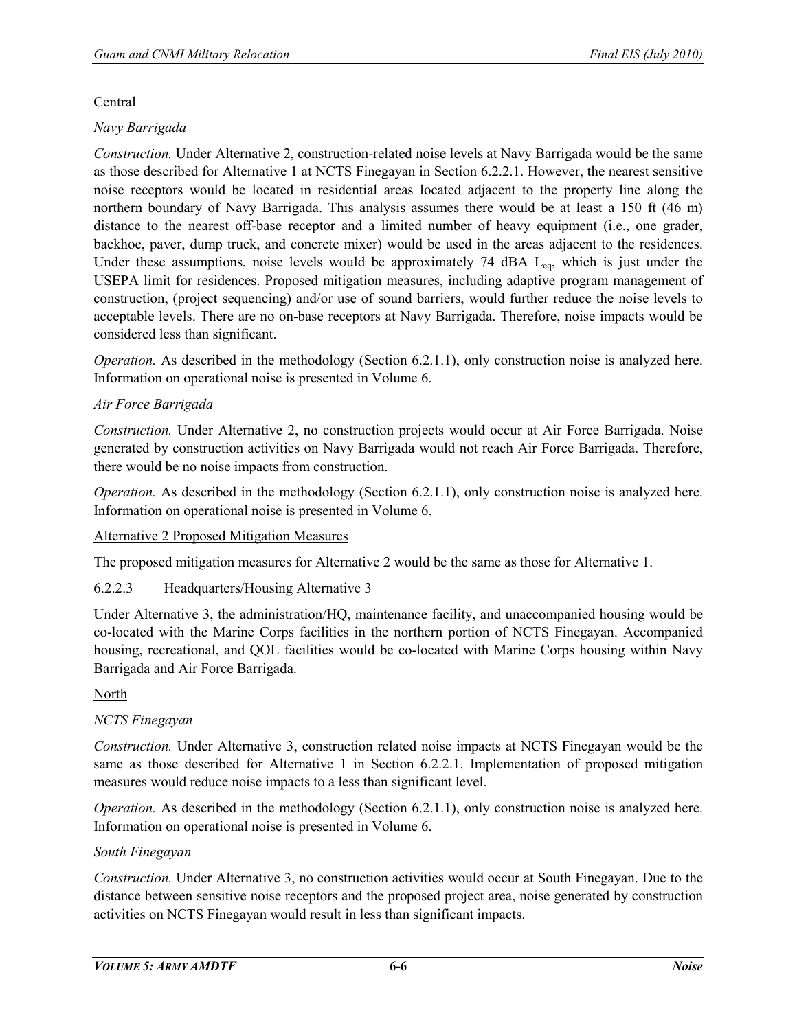Central

*Navy Barrigada*

*Construction.* Under Alternative 2, construction-related noise levels at Navy Barrigada would be the same as those described for Alternative 1 at NCTS Finegayan in Section 6.2.2.1. However, the nearest sensitive noise receptors would be located in residential areas located adjacent to the property line along the northern boundary of Navy Barrigada. This analysis assumes there would be at least a 150 ft (46 m) distance to the nearest off-base receptor and a limited number of heavy equipment (i.e., one grader, backhoe, paver, dump truck, and concrete mixer) would be used in the areas adjacent to the residences. Under these assumptions, noise levels would be approximately 74 dBA $L_{eq}$, which is just under the USEPA limit for residences. Proposed mitigation measures, including adaptive program management of construction, (project sequencing) and/or use of sound barriers, would further reduce the noise levels to acceptable levels. There are no on-base receptors at Navy Barrigada. Therefore, noise impacts would be considered less than significant.

*Operation.* As described in the methodology (Section 6.2.1.1), only construction noise is analyzed here. Information on operational noise is presented in Volume 6.

*Air Force Barrigada*

*Construction.* Under Alternative 2, no construction projects would occur at Air Force Barrigada. Noise generated by construction activities on Navy Barrigada would not reach Air Force Barrigada. Therefore, there would be no noise impacts from construction.

*Operation.* As described in the methodology (Section 6.2.1.1), only construction noise is analyzed here. Information on operational noise is presented in Volume 6.

Alternative 2 Proposed Mitigation Measures

The proposed mitigation measures for Alternative 2 would be the same as those for Alternative 1.

6.2.2.3 Headquarters/Housing Alternative 3

Under Alternative 3, the administration/HQ, maintenance facility, and unaccompanied housing would be co-located with the Marine Corps facilities in the northern portion of NCTS Finegayan. Accompanied housing, recreational, and QOL facilities would be co-located with Marine Corps housing within Navy Barrigada and Air Force Barrigada.

North

*NCTS Finegayan*

*Construction.* Under Alternative 3, construction related noise impacts at NCTS Finegayan would be the same as those described for Alternative 1 in Section 6.2.2.1. Implementation of proposed mitigation measures would reduce noise impacts to a less than significant level.

*Operation.* As described in the methodology (Section 6.2.1.1), only construction noise is analyzed here. Information on operational noise is presented in Volume 6.

*South Finegayan*

*Construction.* Under Alternative 3, no construction activities would occur at South Finegayan. Due to the distance between sensitive noise receptors and the proposed project area, noise generated by construction activities on NCTS Finegayan would result in less than significant impacts.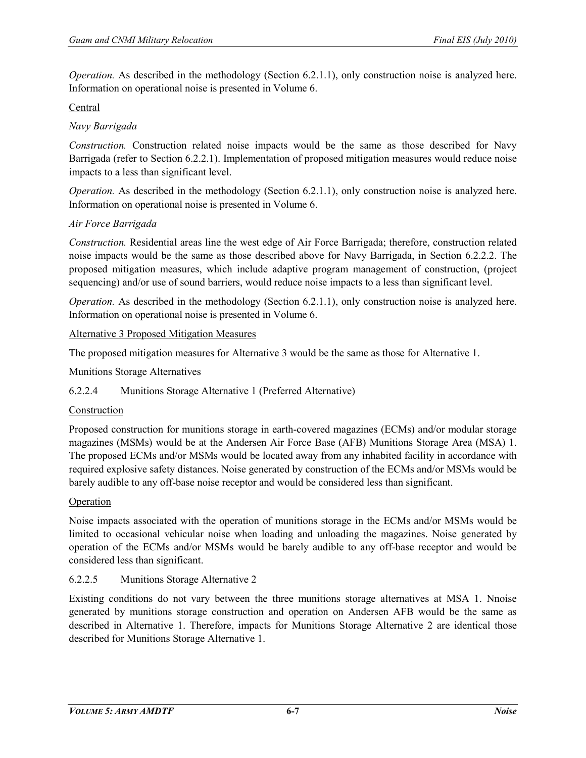*Operation.* As described in the methodology (Section 6.2.1.1), only construction noise is analyzed here. Information on operational noise is presented in Volume 6.

Central

*Navy Barrigada*

*Construction.* Construction related noise impacts would be the same as those described for Navy Barrigada (refer to Section 6.2.2.1). Implementation of proposed mitigation measures would reduce noise impacts to a less than significant level.

*Operation.* As described in the methodology (Section 6.2.1.1), only construction noise is analyzed here. Information on operational noise is presented in Volume 6.

*Air Force Barrigada*

*Construction.* Residential areas line the west edge of Air Force Barrigada; therefore, construction related noise impacts would be the same as those described above for Navy Barrigada, in Section 6.2.2.2. The proposed mitigation measures, which include adaptive program management of construction, (project sequencing) and/or use of sound barriers, would reduce noise impacts to a less than significant level.

*Operation.* As described in the methodology (Section 6.2.1.1), only construction noise is analyzed here. Information on operational noise is presented in Volume 6.

Alternative 3 Proposed Mitigation Measures

The proposed mitigation measures for Alternative 3 would be the same as those for Alternative 1.

Munitions Storage Alternatives

### 6.2.2.4 Munitions Storage Alternative 1 (Preferred Alternative)

Construction

Proposed construction for munitions storage in earth-covered magazines (ECMs) and/or modular storage magazines (MSMs) would be at the Andersen Air Force Base (AFB) Munitions Storage Area (MSA) 1. The proposed ECMs and/or MSMs would be located away from any inhabited facility in accordance with required explosive safety distances. Noise generated by construction of the ECMs and/or MSMs would be barely audible to any off-base noise receptor and would be considered less than significant.

Operation

Noise impacts associated with the operation of munitions storage in the ECMs and/or MSMs would be limited to occasional vehicular noise when loading and unloading the magazines. Noise generated by operation of the ECMs and/or MSMs would be barely audible to any off-base receptor and would be considered less than significant.

### 6.2.2.5 Munitions Storage Alternative 2

Existing conditions do not vary between the three munitions storage alternatives at MSA 1. Nnoise generated by munitions storage construction and operation on Andersen AFB would be the same as described in Alternative 1. Therefore, impacts for Munitions Storage Alternative 2 are identical those described for Munitions Storage Alternative 1.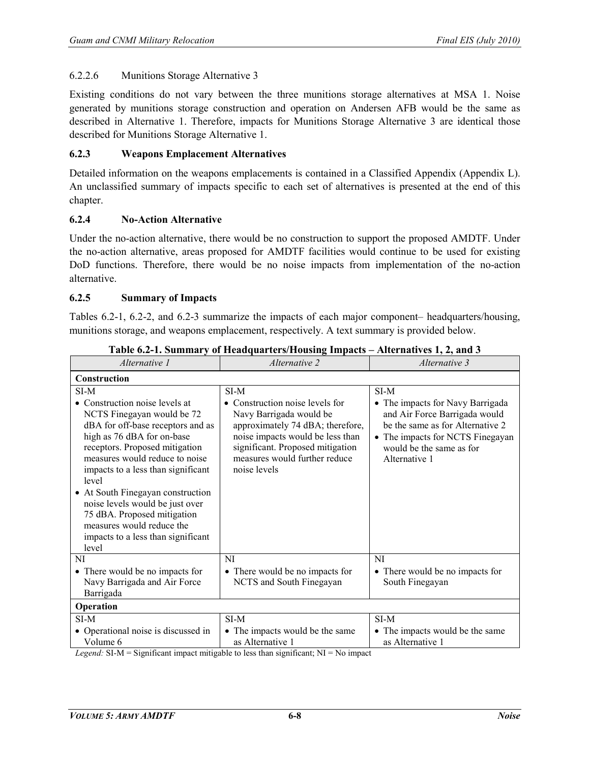#### 6.2.2.6 Munitions Storage Alternative 3

Existing conditions do not vary between the three munitions storage alternatives at MSA 1. Noise generated by munitions storage construction and operation on Andersen AFB would be the same as described in Alternative 1. Therefore, impacts for Munitions Storage Alternative 3 are identical those described for Munitions Storage Alternative 1.

### 6.2.3 Weapons Emplacement Alternatives

Detailed information on the weapons emplacements is contained in a Classified Appendix (Appendix L). An unclassified summary of impacts specific to each set of alternatives is presented at the end of this chapter.

### 6.2.4 No-Action Alternative

Under the no-action alternative, there would be no construction to support the proposed AMDTF. Under the no-action alternative, areas proposed for AMDTF facilities would continue to be used for existing DoD functions. Therefore, there would be no noise impacts from implementation of the no-action alternative.

### 6.2.5 Summary of Impacts

Tables 6.2-1, 6.2-2, and 6.2-3 summarize the impacts of each major component– headquarters/housing, munitions storage, and weapons emplacement, respectively. A text summary is provided below.

**Table 6.2-1. Summary of Headquarters/Housing Impacts – Alternatives 1, 2, and 3**

| *Alternative 1* | *Alternative 2* | *Alternative 3* |
|---|---|---|
| **Construction** | | |
| SI-M<br>• Construction noise levels at NCTS Finegayan would be 72 dBA for off-base receptors and as high as 76 dBA for on-base receptors. Proposed mitigation measures would reduce to noise impacts to a less than significant level<br>• At South Finegayan construction noise levels would be just over 75 dBA. Proposed mitigation measures would reduce the impacts to a less than significant level | SI-M<br>• Construction noise levels for Navy Barrigada would be approximately 74 dBA; therefore, noise impacts would be less than significant. Proposed mitigation measures would further reduce noise levels | SI-M<br>• The impacts for Navy Barrigada and Air Force Barrigada would be the same as for Alternative 2<br>• The impacts for NCTS Finegayan would be the same as for Alternative 1 |
| NI<br>• There would be no impacts for Navy Barrigada and Air Force Barrigada | NI<br>• There would be no impacts for NCTS and South Finegayan | NI<br>• There would be no impacts for South Finegayan |
| **Operation** | | |
| SI-M<br>• Operational noise is discussed in Volume 6 | SI-M<br>• The impacts would be the same as Alternative 1 | SI-M<br>• The impacts would be the same as Alternative 1 |

*Legend:* SI-M = Significant impact mitigable to less than significant; NI = No impact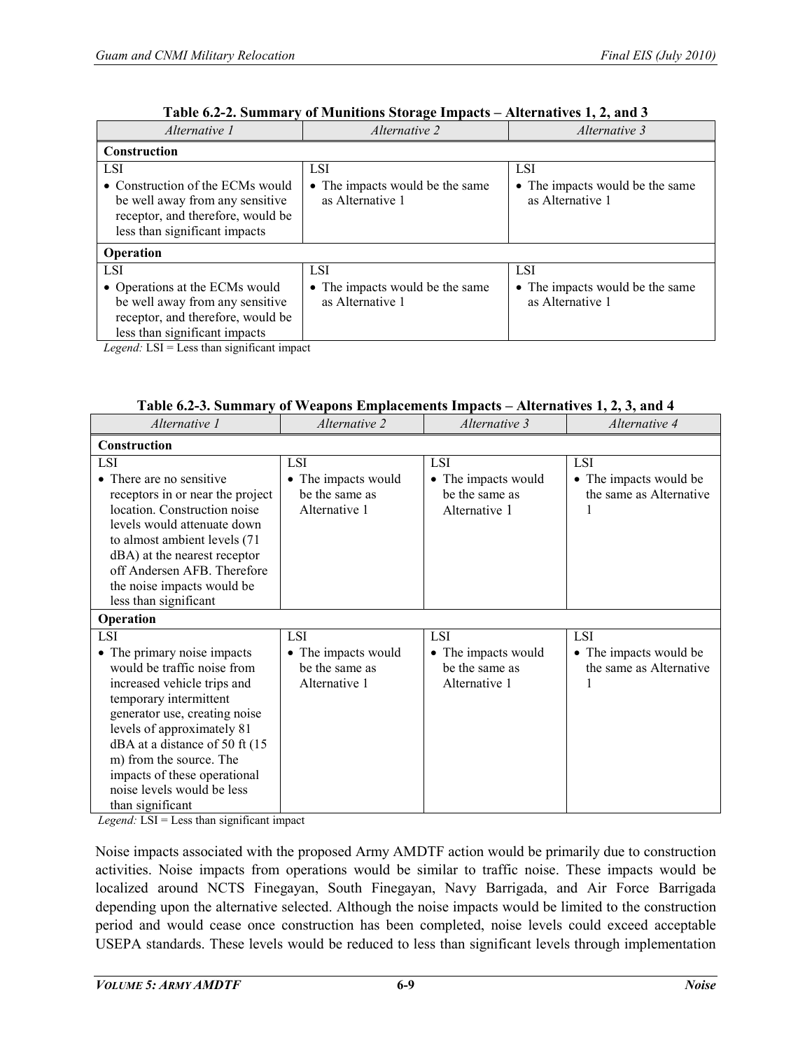**Table 6.2-2. Summary of Munitions Storage Impacts – Alternatives 1, 2, and 3**

| *Alternative 1* | *Alternative 2* | *Alternative 3* |
|---|---|---|
| **Construction** | | |
| LSI<br>• Construction of the ECMs would be well away from any sensitive receptor, and therefore, would be less than significant impacts | LSI<br>• The impacts would be the same as Alternative 1 | LSI<br>• The impacts would be the same as Alternative 1 |
| **Operation** | | |
| LSI<br>• Operations at the ECMs would be well away from any sensitive receptor, and therefore, would be less than significant impacts | LSI<br>• The impacts would be the same as Alternative 1 | LSI<br>• The impacts would be the same as Alternative 1 |

*Legend:* LSI = Less than significant impact

**Table 6.2-3. Summary of Weapons Emplacements Impacts – Alternatives 1, 2, 3, and 4**

| *Alternative 1* | *Alternative 2* | *Alternative 3* | *Alternative 4* |
|---|---|---|---|
| **Construction** | | | |
| LSI<br>• There are no sensitive receptors in or near the project location. Construction noise levels would attenuate down to almost ambient levels (71 dBA) at the nearest receptor off Andersen AFB. Therefore the noise impacts would be less than significant | LSI<br>• The impacts would be the same as Alternative 1 | LSI<br>• The impacts would be the same as Alternative 1 | LSI<br>• The impacts would be the same as Alternative 1 |
| **Operation** | | | |
| LSI<br>• The primary noise impacts would be traffic noise from increased vehicle trips and temporary intermittent generator use, creating noise levels of approximately 81 dBA at a distance of 50 ft (15 m) from the source. The impacts of these operational noise levels would be less than significant | LSI<br>• The impacts would be the same as Alternative 1 | LSI<br>• The impacts would be the same as Alternative 1 | LSI<br>• The impacts would be the same as Alternative 1 |

*Legend:* LSI = Less than significant impact

Noise impacts associated with the proposed Army AMDTF action would be primarily due to construction activities. Noise impacts from operations would be similar to traffic noise. These impacts would be localized around NCTS Finegayan, South Finegayan, Navy Barrigada, and Air Force Barrigada depending upon the alternative selected. Although the noise impacts would be limited to the construction period and would cease once construction has been completed, noise levels could exceed acceptable USEPA standards. These levels would be reduced to less than significant levels through implementation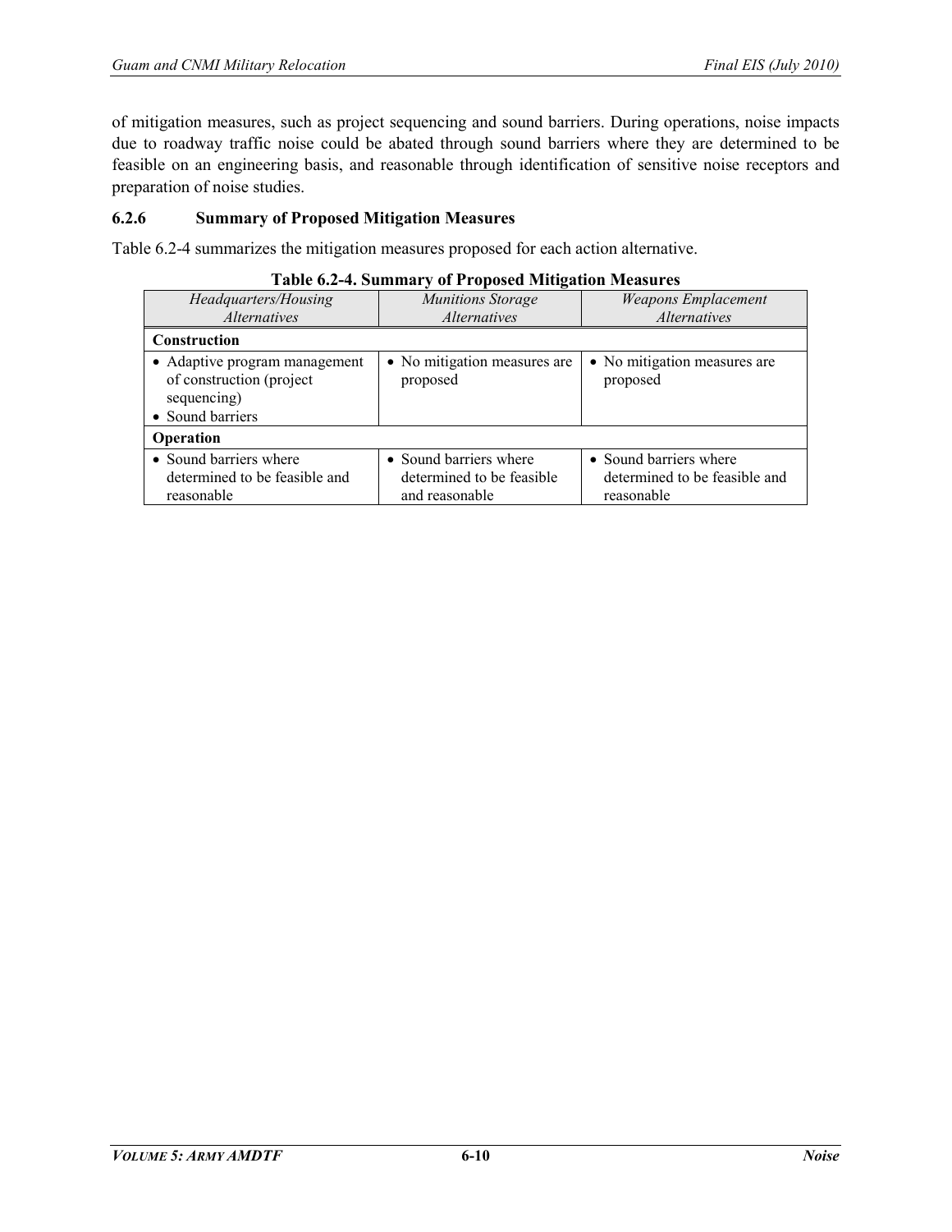of mitigation measures, such as project sequencing and sound barriers. During operations, noise impacts due to roadway traffic noise could be abated through sound barriers where they are determined to be feasible on an engineering basis, and reasonable through identification of sensitive noise receptors and preparation of noise studies.

### 6.2.6 Summary of Proposed Mitigation Measures

Table 6.2-4 summarizes the mitigation measures proposed for each action alternative.

**Table 6.2-4. Summary of Proposed Mitigation Measures**

| *Headquarters/Housing Alternatives* | *Munitions Storage Alternatives* | *Weapons Emplacement Alternatives* |
|---|---|---|
| **Construction** | | |
| • Adaptive program management of construction (project sequencing)<br>• Sound barriers | • No mitigation measures are proposed | • No mitigation measures are proposed |
| **Operation** | | |
| • Sound barriers where determined to be feasible and reasonable | • Sound barriers where determined to be feasible and reasonable | • Sound barriers where determined to be feasible and reasonable |